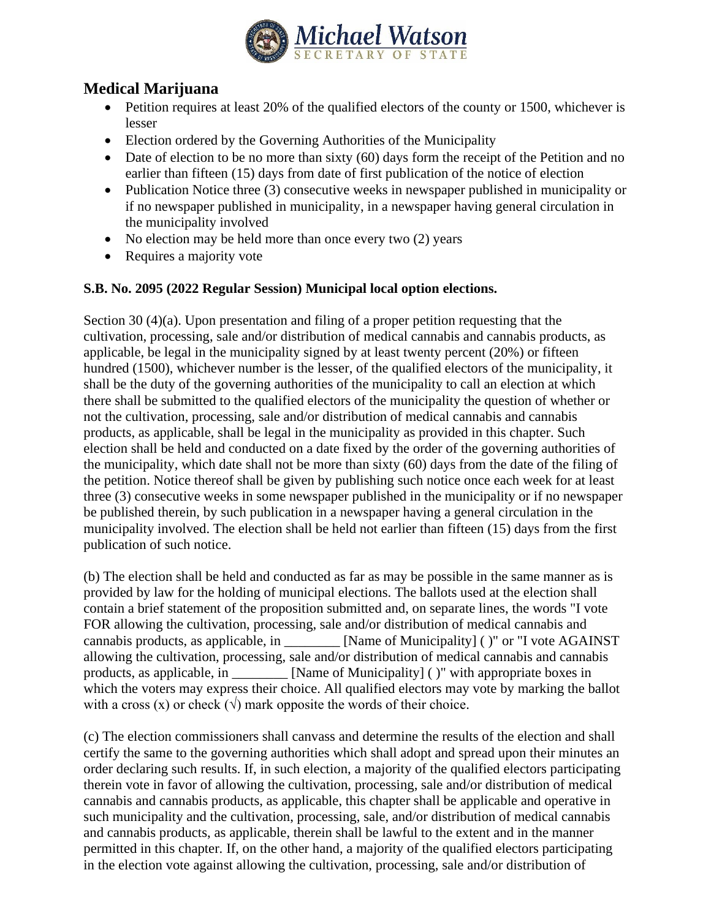Michael Watson
SECRETARY OF STATE

## Medical Marijuana

- Petition requires at least 20% of the qualified electors of the county or 1500, whichever is lesser
- Election ordered by the Governing Authorities of the Municipality
- Date of election to be no more than sixty (60) days form the receipt of the Petition and no earlier than fifteen (15) days from date of first publication of the notice of election
- Publication Notice three (3) consecutive weeks in newspaper published in municipality or if no newspaper published in municipality, in a newspaper having general circulation in the municipality involved
- No election may be held more than once every two (2) years
- Requires a majority vote

**S.B. No. 2095 (2022 Regular Session) Municipal local option elections.**

Section 30 (4)(a). Upon presentation and filing of a proper petition requesting that the cultivation, processing, sale and/or distribution of medical cannabis and cannabis products, as applicable, be legal in the municipality signed by at least twenty percent (20%) or fifteen hundred (1500), whichever number is the lesser, of the qualified electors of the municipality, it shall be the duty of the governing authorities of the municipality to call an election at which there shall be submitted to the qualified electors of the municipality the question of whether or not the cultivation, processing, sale and/or distribution of medical cannabis and cannabis products, as applicable, shall be legal in the municipality as provided in this chapter. Such election shall be held and conducted on a date fixed by the order of the governing authorities of the municipality, which date shall not be more than sixty (60) days from the date of the filing of the petition. Notice thereof shall be given by publishing such notice once each week for at least three (3) consecutive weeks in some newspaper published in the municipality or if no newspaper be published therein, by such publication in a newspaper having a general circulation in the municipality involved. The election shall be held not earlier than fifteen (15) days from the first publication of such notice.

(b) The election shall be held and conducted as far as may be possible in the same manner as is provided by law for the holding of municipal elections. The ballots used at the election shall contain a brief statement of the proposition submitted and, on separate lines, the words "I vote FOR allowing the cultivation, processing, sale and/or distribution of medical cannabis and cannabis products, as applicable, in ________ [Name of Municipality] ( )" or "I vote AGAINST allowing the cultivation, processing, sale and/or distribution of medical cannabis and cannabis products, as applicable, in ________ [Name of Municipality] ( )" with appropriate boxes in which the voters may express their choice. All qualified electors may vote by marking the ballot with a cross (x) or check (√) mark opposite the words of their choice.

(c) The election commissioners shall canvass and determine the results of the election and shall certify the same to the governing authorities which shall adopt and spread upon their minutes an order declaring such results. If, in such election, a majority of the qualified electors participating therein vote in favor of allowing the cultivation, processing, sale and/or distribution of medical cannabis and cannabis products, as applicable, this chapter shall be applicable and operative in such municipality and the cultivation, processing, sale, and/or distribution of medical cannabis and cannabis products, as applicable, therein shall be lawful to the extent and in the manner permitted in this chapter. If, on the other hand, a majority of the qualified electors participating in the election vote against allowing the cultivation, processing, sale and/or distribution of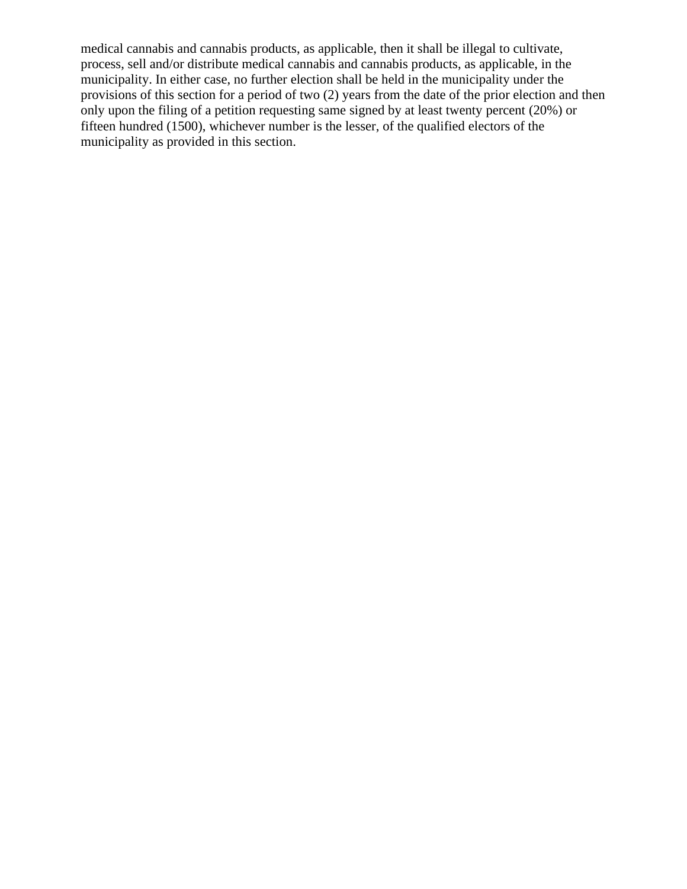medical cannabis and cannabis products, as applicable, then it shall be illegal to cultivate, process, sell and/or distribute medical cannabis and cannabis products, as applicable, in the municipality. In either case, no further election shall be held in the municipality under the provisions of this section for a period of two (2) years from the date of the prior election and then only upon the filing of a petition requesting same signed by at least twenty percent (20%) or fifteen hundred (1500), whichever number is the lesser, of the qualified electors of the municipality as provided in this section.